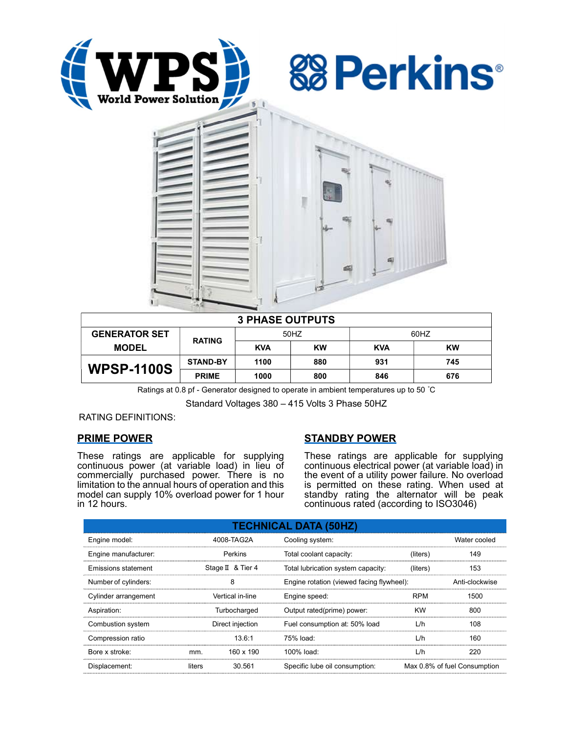WPS World Power Solution

Perkins®

| 3 PHASE OUTPUTS | | | | | |
|---|---|---|---|---|---|
| GENERATOR SET MODEL | RATING | 50HZ | | 60HZ | |
| | | KVA | KW | KVA | KW |
| **WPSP-1100S** | STAND-BY | 1100 | 880 | 931 | 745 |
| | PRIME | 1000 | 800 | 846 | 676 |

Ratings at 0.8 pf - Generator designed to operate in ambient temperatures up to 50 ˚C

Standard Voltages 380 – 415 Volts 3 Phase 50HZ

RATING DEFINITIONS:

## PRIME POWER

These ratings are applicable for supplying continuous power (at variable load) in lieu of commercially purchased power. There is no limitation to the annual hours of operation and this model can supply 10% overload power for 1 hour in 12 hours.

## STANDBY POWER

These ratings are applicable for supplying continuous electrical power (at variable load) in the event of a utility power failure. No overload is permitted on these rating. When used at standby rating the alternator will be peak continuous rated (according to ISO3046)

## TECHNICAL DATA (50HZ)

| | | | | | |
|---|---|---|---|---|---|
| Engine model: | | 4008-TAG2A | Cooling system: | | Water cooled |
| Engine manufacturer: | | Perkins | Total coolant capacity: | (liters) | 149 |
| Emissions statement | | Stage Ⅱ & Tier 4 | Total lubrication system capacity: | (liters) | 153 |
| Number of cylinders: | | 8 | Engine rotation (viewed facing flywheel): | | Anti-clockwise |
| Cylinder arrangement | | Vertical in-line | Engine speed: | RPM | 1500 |
| Aspiration: | | Turbocharged | Output rated(prime) power: | KW | 800 |
| Combustion system | | Direct injection | Fuel consumption at: 50% load | L/h | 108 |
| Compression ratio | | 13.6:1 | 75% load: | L/h | 160 |
| Bore x stroke: | mm. | 160 x 190 | 100% load: | L/h | 220 |
| Displacement: | liters | 30.561 | Specific lube oil consumption: | | Max 0.8% of fuel Consumption |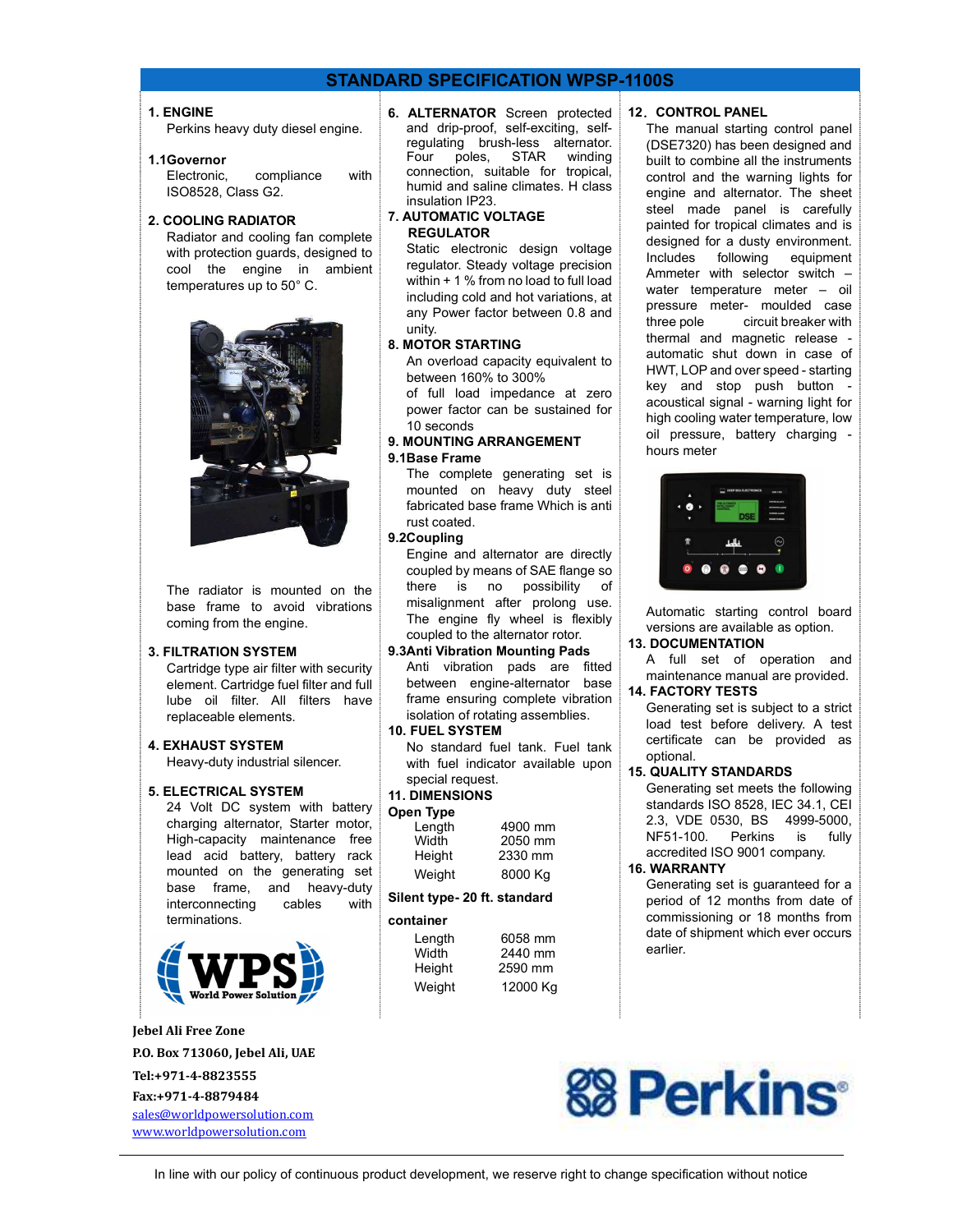# STANDARD SPECIFICATION WPSP-1100S

**1. ENGINE**

Perkins heavy duty diesel engine.

**1.1Governor**

Electronic, compliance with ISO8528, Class G2.

**2. COOLING RADIATOR**

Radiator and cooling fan complete with protection guards, designed to cool the engine in ambient temperatures up to 50° C.

The radiator is mounted on the base frame to avoid vibrations coming from the engine.

**3. FILTRATION SYSTEM**

Cartridge type air filter with security element. Cartridge fuel filter and full lube oil filter. All filters have replaceable elements.

**4. EXHAUST SYSTEM**

Heavy-duty industrial silencer.

**5. ELECTRICAL SYSTEM**

24 Volt DC system with battery charging alternator, Starter motor, High-capacity maintenance free lead acid battery, battery rack mounted on the generating set base frame, and heavy-duty interconnecting cables with terminations.

**6. ALTERNATOR** Screen protected and drip-proof, self-exciting, self-regulating brush-less alternator. Four poles, STAR winding connection, suitable for tropical, humid and saline climates. H class insulation IP23.

**7. AUTOMATIC VOLTAGE REGULATOR**

Static electronic design voltage regulator. Steady voltage precision within + 1 % from no load to full load including cold and hot variations, at any Power factor between 0.8 and unity.

**8. MOTOR STARTING**

An overload capacity equivalent to between 160% to 300% of full load impedance at zero power factor can be sustained for 10 seconds

**9. MOUNTING ARRANGEMENT**

**9.1Base Frame**

The complete generating set is mounted on heavy duty steel fabricated base frame Which is anti rust coated.

**9.2Coupling**

Engine and alternator are directly coupled by means of SAE flange so there is no possibility of misalignment after prolong use. The engine fly wheel is flexibly coupled to the alternator rotor.

**9.3Anti Vibration Mounting Pads**

Anti vibration pads are fitted between engine-alternator base frame ensuring complete vibration isolation of rotating assemblies.

**10. FUEL SYSTEM**

No standard fuel tank. Fuel tank with fuel indicator available upon special request.

**11. DIMENSIONS**

**Open Type**

| | |
|---|---|
| Length | 4900 mm |
| Width | 2050 mm |
| Height | 2330 mm |
| Weight | 8000 Kg |

**Silent type- 20 ft. standard container**

| | |
|---|---|
| Length | 6058 mm |
| Width | 2440 mm |
| Height | 2590 mm |
| Weight | 12000 Kg |

**12. CONTROL PANEL**

The manual starting control panel (DSE7320) has been designed and built to combine all the instruments control and the warning lights for engine and alternator. The sheet steel made panel is carefully painted for tropical climates and is designed for a dusty environment. Includes following equipment Ammeter with selector switch – water temperature meter – oil pressure meter- moulded case three pole circuit breaker with thermal and magnetic release - automatic shut down in case of HWT, LOP and over speed - starting key and stop push button - acoustical signal - warning light for high cooling water temperature, low oil pressure, battery charging - hours meter

Automatic starting control board versions are available as option.

**13. DOCUMENTATION**

A full set of operation and maintenance manual are provided.

**14. FACTORY TESTS**

Generating set is subject to a strict load test before delivery. A test certificate can be provided as optional.

**15. QUALITY STANDARDS**

Generating set meets the following standards ISO 8528, IEC 34.1, CEI 2.3, VDE 0530, BS 4999-5000, NF51-100. Perkins is fully accredited ISO 9001 company.

**16. WARRANTY**

Generating set is guaranteed for a period of 12 months from date of commissioning or 18 months from date of shipment which ever occurs earlier.

WPS World Power Solution

**Jebel Ali Free Zone**
**P.O. Box 713060, Jebel Ali, UAE**
**Tel:+971-4-8823555**
**Fax:+971-4-8879484**
sales@worldpowersolution.com
www.worldpowersolution.com

Perkins

In line with our policy of continuous product development, we reserve right to change specification without notice